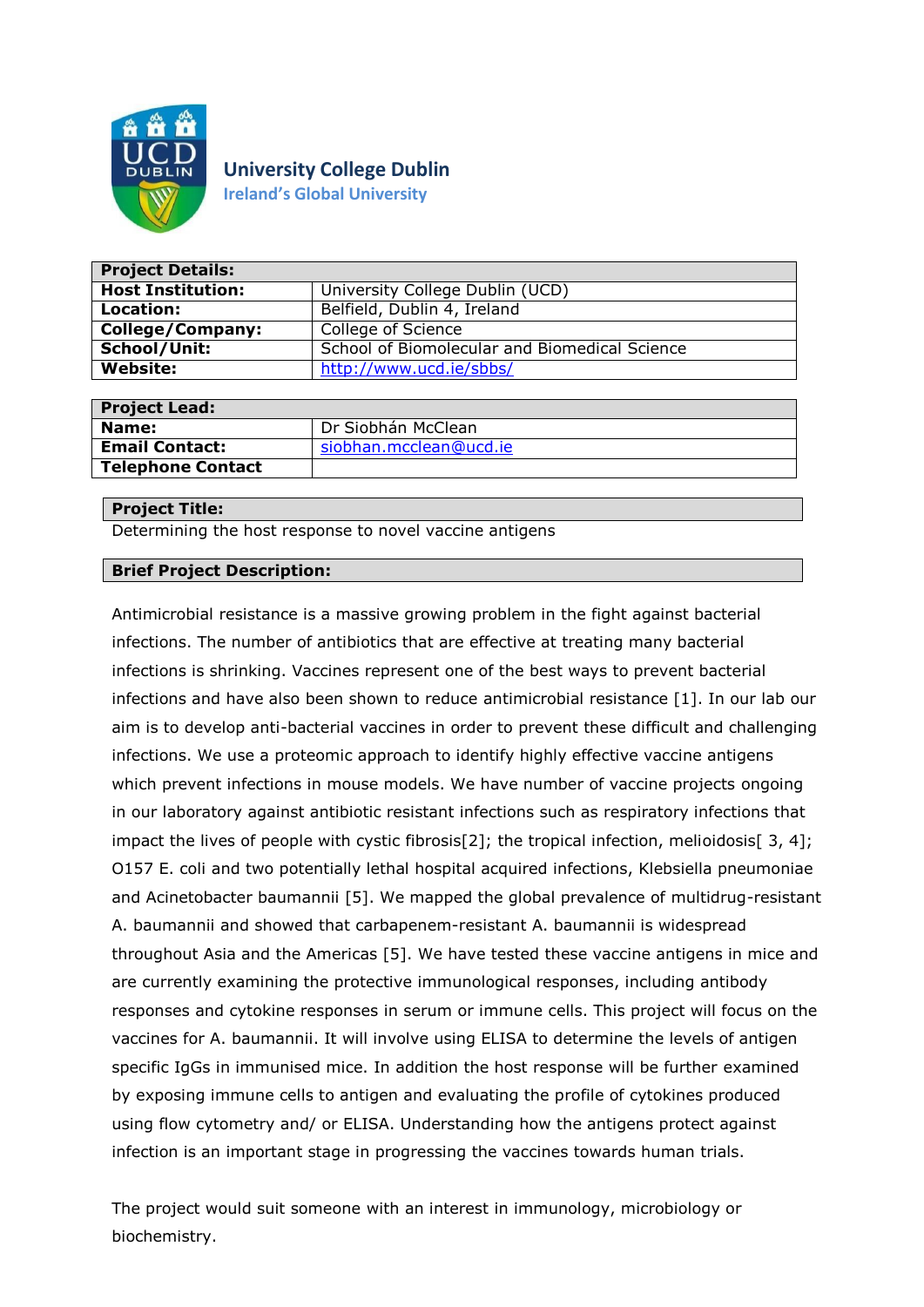**University College Dublin**
**Ireland's Global University**

| **Project Details:** | |
|---|---|
| **Host Institution:** | University College Dublin (UCD) |
| **Location:** | Belfield, Dublin 4, Ireland |
| **College/Company:** | College of Science |
| **School/Unit:** | School of Biomolecular and Biomedical Science |
| **Website:** | http://www.ucd.ie/sbbs/ |

| **Project Lead:** | |
|---|---|
| **Name:** | Dr Siobhán McClean |
| **Email Contact:** | siobhan.mcclean@ucd.ie |
| **Telephone Contact** | |

**Project Title:**

Determining the host response to novel vaccine antigens

**Brief Project Description:**

Antimicrobial resistance is a massive growing problem in the fight against bacterial infections. The number of antibiotics that are effective at treating many bacterial infections is shrinking. Vaccines represent one of the best ways to prevent bacterial infections and have also been shown to reduce antimicrobial resistance [1]. In our lab our aim is to develop anti-bacterial vaccines in order to prevent these difficult and challenging infections. We use a proteomic approach to identify highly effective vaccine antigens which prevent infections in mouse models. We have number of vaccine projects ongoing in our laboratory against antibiotic resistant infections such as respiratory infections that impact the lives of people with cystic fibrosis[2]; the tropical infection, melioidosis[ 3, 4]; O157 E. coli and two potentially lethal hospital acquired infections, Klebsiella pneumoniae and Acinetobacter baumannii [5]. We mapped the global prevalence of multidrug-resistant A. baumannii and showed that carbapenem-resistant A. baumannii is widespread throughout Asia and the Americas [5]. We have tested these vaccine antigens in mice and are currently examining the protective immunological responses, including antibody responses and cytokine responses in serum or immune cells. This project will focus on the vaccines for A. baumannii. It will involve using ELISA to determine the levels of antigen specific IgGs in immunised mice. In addition the host response will be further examined by exposing immune cells to antigen and evaluating the profile of cytokines produced using flow cytometry and/ or ELISA. Understanding how the antigens protect against infection is an important stage in progressing the vaccines towards human trials.

The project would suit someone with an interest in immunology, microbiology or biochemistry.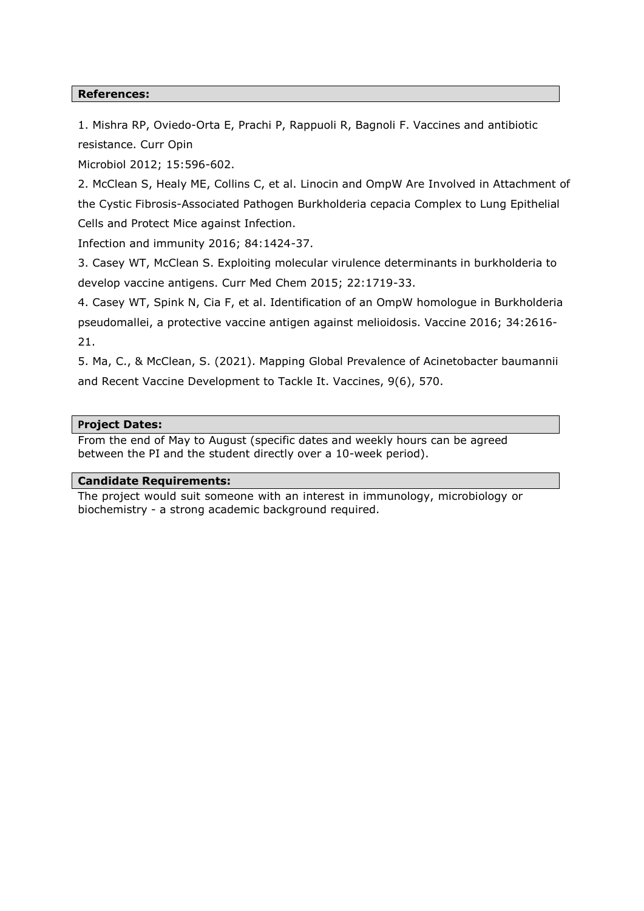**References:**

1. Mishra RP, Oviedo-Orta E, Prachi P, Rappuoli R, Bagnoli F. Vaccines and antibiotic resistance. Curr Opin Microbiol 2012; 15:596-602.
2. McClean S, Healy ME, Collins C, et al. Linocin and OmpW Are Involved in Attachment of the Cystic Fibrosis-Associated Pathogen Burkholderia cepacia Complex to Lung Epithelial Cells and Protect Mice against Infection. Infection and immunity 2016; 84:1424-37.
3. Casey WT, McClean S. Exploiting molecular virulence determinants in burkholderia to develop vaccine antigens. Curr Med Chem 2015; 22:1719-33.
4. Casey WT, Spink N, Cia F, et al. Identification of an OmpW homologue in Burkholderia pseudomallei, a protective vaccine antigen against melioidosis. Vaccine 2016; 34:2616-21.
5. Ma, C., & McClean, S. (2021). Mapping Global Prevalence of Acinetobacter baumannii and Recent Vaccine Development to Tackle It. Vaccines, 9(6), 570.

**Project Dates:**

From the end of May to August (specific dates and weekly hours can be agreed between the PI and the student directly over a 10-week period).

**Candidate Requirements:**

The project would suit someone with an interest in immunology, microbiology or biochemistry - a strong academic background required.